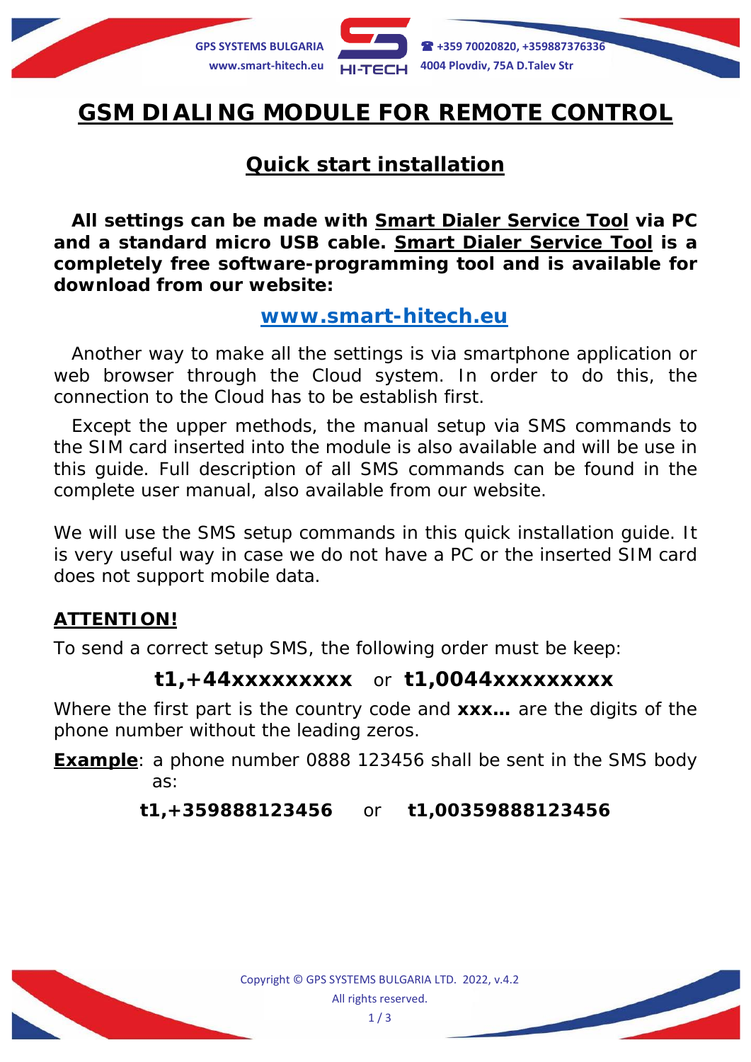# GSM DIALING MODULE FOR REMOTE CONTROL

## Quick start installation

**All settings can be made with Smart Dialer Service Tool via PC and a standard micro USB cable. Smart Dialer Service Tool is a completely free software-programming tool and is available for download from our website:**

**www.smart-hitech.eu**

Another way to make all the settings is via smartphone application or web browser through the Cloud system. In order to do this, the connection to the Cloud has to be establish first.

Except the upper methods, the manual setup via SMS commands to the SIM card inserted into the module is also available and will be use in this guide. Full description of all SMS commands can be found in the complete user manual, also available from our website.

We will use the SMS setup commands in this quick installation guide. It is very useful way in case we do not have a PC or the inserted SIM card does not support mobile data.

**ATTENTION!**

To send a correct setup SMS, the following order must be keep:

**t1,+44xxxxxxxxx** or **t1,0044xxxxxxxxx**

Where the first part is the country code and **xxx…** are the digits of the phone number without the leading zeros.

**Example**: a phone number 0888 123456 shall be sent in the SMS body as:

**t1,+359888123456** or **t1,00359888123456**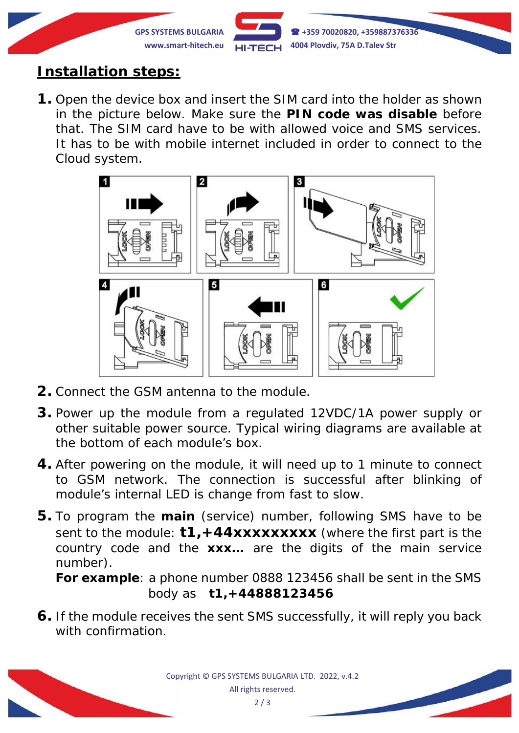# Installation steps:

**1.** Open the device box and insert the SIM card into the holder as shown in the picture below. Make sure the **PIN code was disable** before that. The SIM card have to be with allowed voice and SMS services. It has to be with mobile internet included in order to connect to the Cloud system.

**2.** Connect the GSM antenna to the module.

**3.** Power up the module from a regulated 12VDC/1A power supply or other suitable power source. Typical wiring diagrams are available at the bottom of each module's box.

**4.** After powering on the module, it will need up to 1 minute to connect to GSM network. The connection is successful after blinking of module's internal LED is change from fast to slow.

**5.** To program the **main** (service) number, following SMS have to be sent to the module: **t1,+44xxxxxxxxx** (where the first part is the country code and the **xxx…** are the digits of the main service number).

**For example**: a phone number 0888 123456 shall be sent in the SMS body as **t1,+44888123456**

**6.** If the module receives the sent SMS successfully, it will reply you back with confirmation.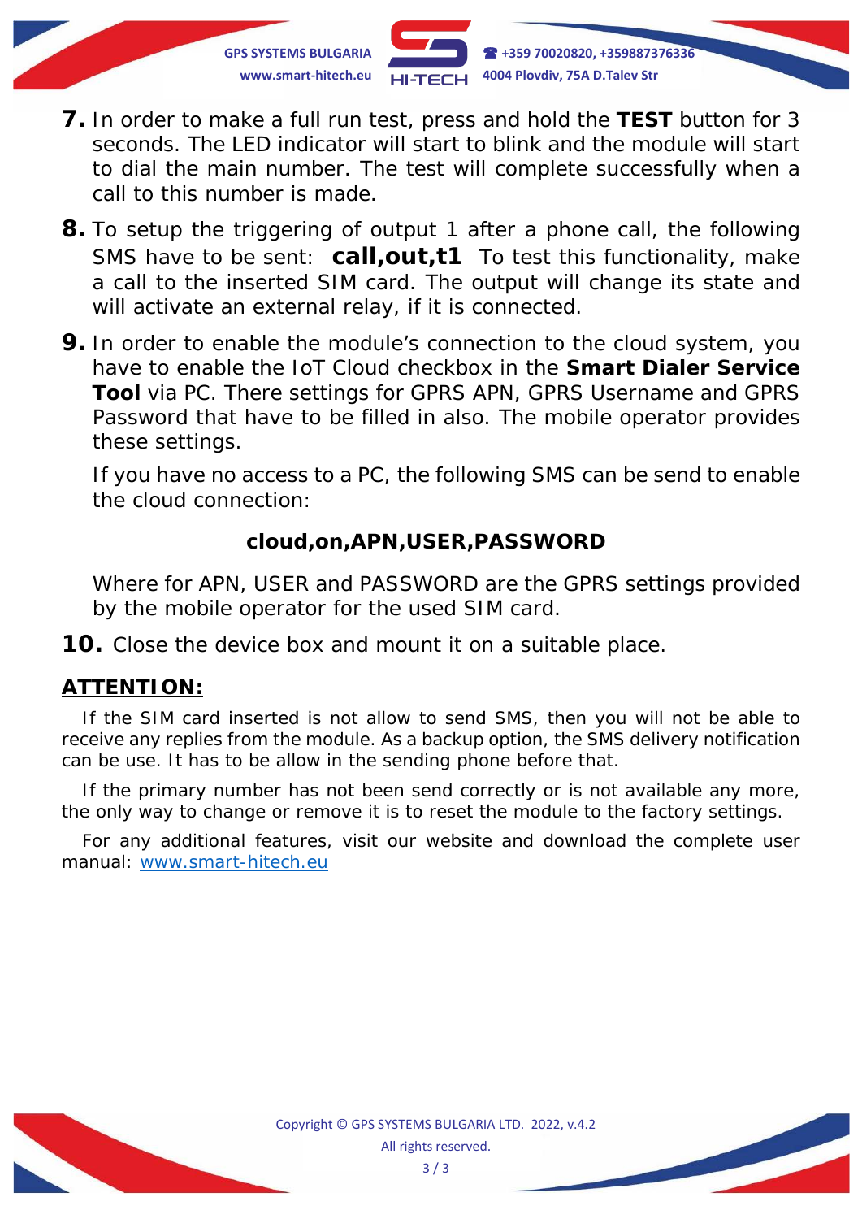7. In order to make a full run test, press and hold the **TEST** button for 3 seconds. The LED indicator will start to blink and the module will start to dial the main number. The test will complete successfully when a call to this number is made.

8. To setup the triggering of output 1 after a phone call, the following SMS have to be sent: **call,out,t1** To test this functionality, make a call to the inserted SIM card. The output will change its state and will activate an external relay, if it is connected.

9. In order to enable the module's connection to the cloud system, you have to enable the IoT Cloud checkbox in the **Smart Dialer Service Tool** via PC. There settings for GPRS APN, GPRS Username and GPRS Password that have to be filled in also. The mobile operator provides these settings.

   If you have no access to a PC, the following SMS can be send to enable the cloud connection:

   **cloud,on,APN,USER,PASSWORD**

   Where for APN, USER and PASSWORD are the GPRS settings provided by the mobile operator for the used SIM card.

10. Close the device box and mount it on a suitable place.

## ATTENTION:

If the SIM card inserted is not allow to send SMS, then you will not be able to receive any replies from the module. As a backup option, the SMS delivery notification can be use. It has to be allow in the sending phone before that.

If the primary number has not been send correctly or is not available any more, the only way to change or remove it is to reset the module to the factory settings.

For any additional features, visit our website and download the complete user manual: www.smart-hitech.eu

Copyright © GPS SYSTEMS BULGARIA LTD. 2022, v.4.2
All rights reserved.